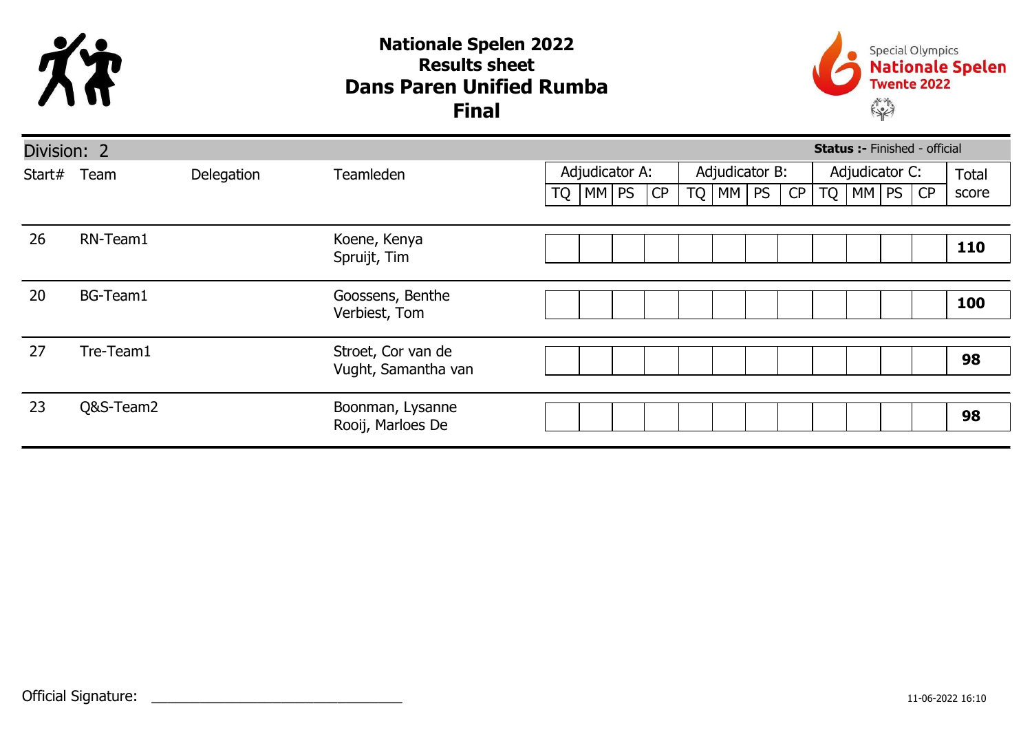# Nationale Spelen 2022
## Results sheet
## Dans Paren Unified Rumba
## Final

Special Olympics Nationale Spelen Twente 2022

**Division: 2** — **Status :-** Finished - official

| Start# | Team | Delegation | Teamleden | Adjudicator A: | | | | Adjudicator B: | | | | Adjudicator C: | | | | Total score |
|---|---|---|---|---|---|---|---|---|---|---|---|---|---|---|---|---|
| | | | | TQ | MM | PS | CP | TQ | MM | PS | CP | TQ | MM | PS | CP | |
| 26 | RN-Team1 | | Koene, Kenya<br>Spruijt, Tim | | | | | | | | | | | | | **110** |
| 20 | BG-Team1 | | Goossens, Benthe<br>Verbiest, Tom | | | | | | | | | | | | | **100** |
| 27 | Tre-Team1 | | Stroet, Cor van de<br>Vught, Samantha van | | | | | | | | | | | | | **98** |
| 23 | Q&S-Team2 | | Boonman, Lysanne<br>Rooij, Marloes De | | | | | | | | | | | | | **98** |

Official Signature: ______________________________

11-06-2022 16:10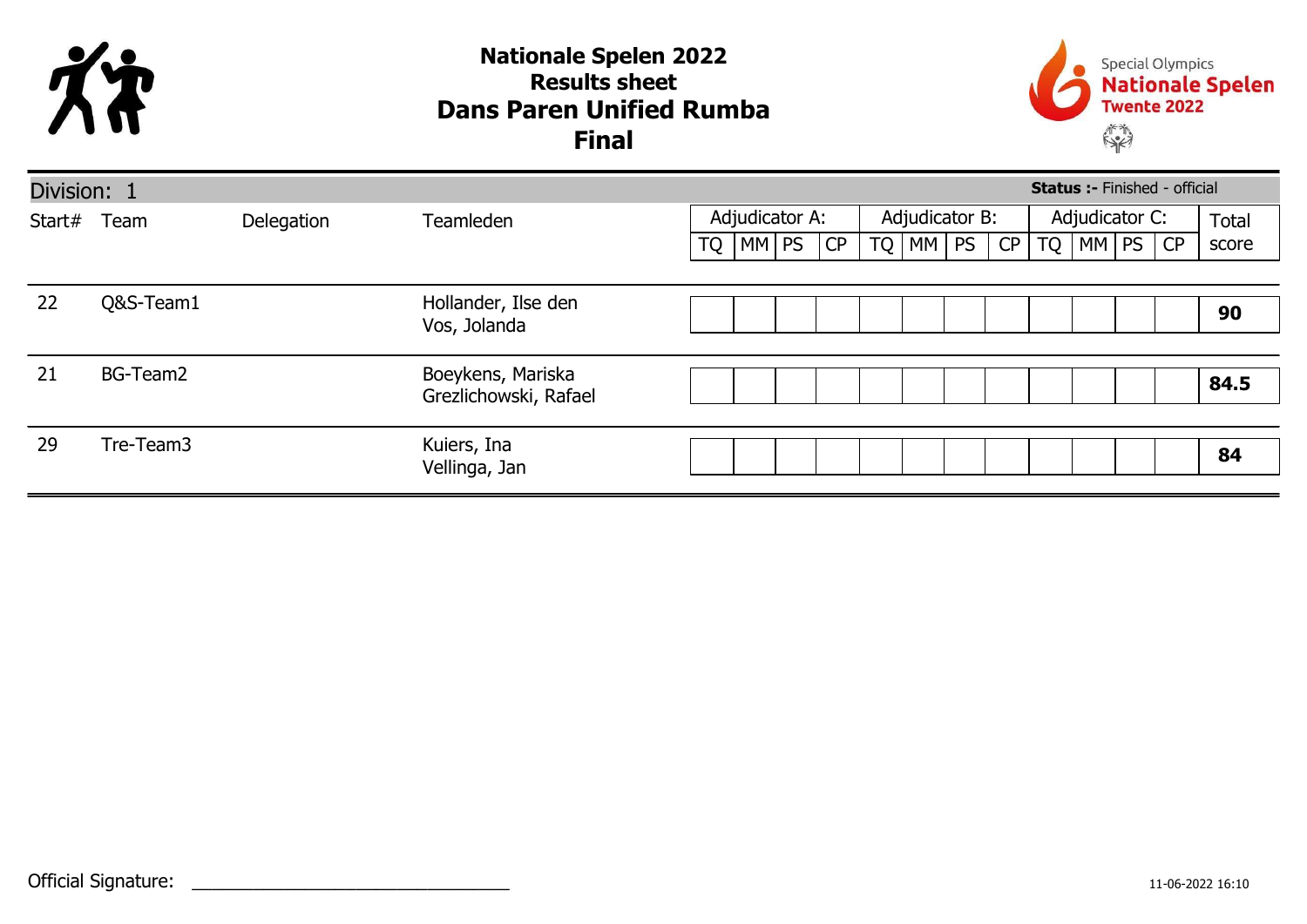# Nationale Spelen 2022
## Results sheet
## Dans Paren Unified Rumba
## Final

Special Olympics **Nationale Spelen** Twente 2022

Division: 1 | **Status :-** Finished - official

| Start# | Team | Delegation | Teamleden | Adjudicator A: | | | | Adjudicator B: | | | | Adjudicator C: | | | | Total score |
|---|---|---|---|---|---|---|---|---|---|---|---|---|---|---|---|---|
| | | | | TQ | MM | PS | CP | TQ | MM | PS | CP | TQ | MM | PS | CP | |
| 22 | Q&S-Team1 | | Hollander, Ilse den<br>Vos, Jolanda | | | | | | | | | | | | | **90** |
| 21 | BG-Team2 | | Boeykens, Mariska<br>Grezlichowski, Rafael | | | | | | | | | | | | | **84.5** |
| 29 | Tre-Team3 | | Kuiers, Ina<br>Vellinga, Jan | | | | | | | | | | | | | **84** |

Official Signature: ______________________________

11-06-2022 16:10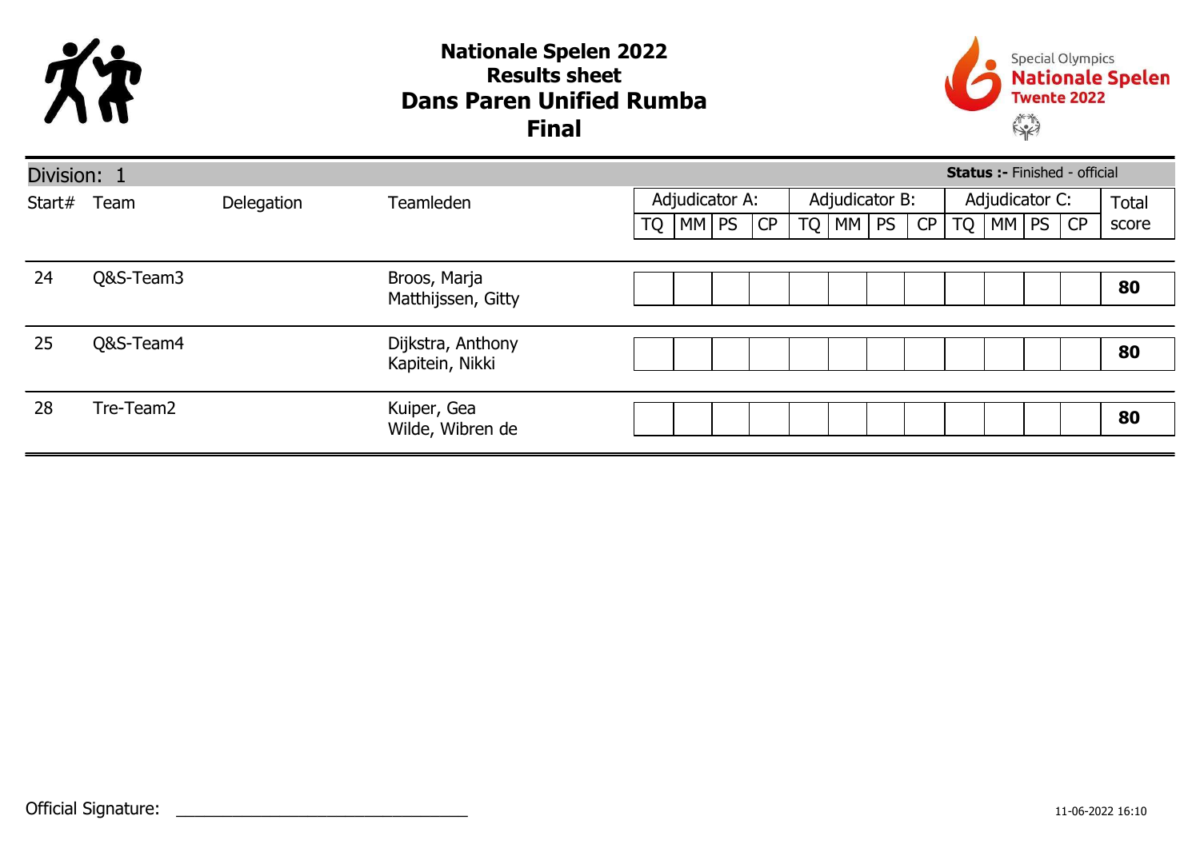# Nationale Spelen 2022
## Results sheet
## Dans Paren Unified Rumba
## Final

Division: 1

**Status :-** Finished - official

| Start# | Team | Delegation | Teamleden | Adjudicator A: | | | | Adjudicator B: | | | | Adjudicator C: | | | | Total score |
|---|---|---|---|---|---|---|---|---|---|---|---|---|---|---|---|---|
| | | | | TQ | MM | PS | CP | TQ | MM | PS | CP | TQ | MM | PS | CP | |
| 24 | Q&S-Team3 | | Broos, Marja<br>Matthijssen, Gitty | | | | | | | | | | | | | **80** |
| 25 | Q&S-Team4 | | Dijkstra, Anthony<br>Kapitein, Nikki | | | | | | | | | | | | | **80** |
| 28 | Tre-Team2 | | Kuiper, Gea<br>Wilde, Wibren de | | | | | | | | | | | | | **80** |

Official Signature: ______________________________

11-06-2022 16:10